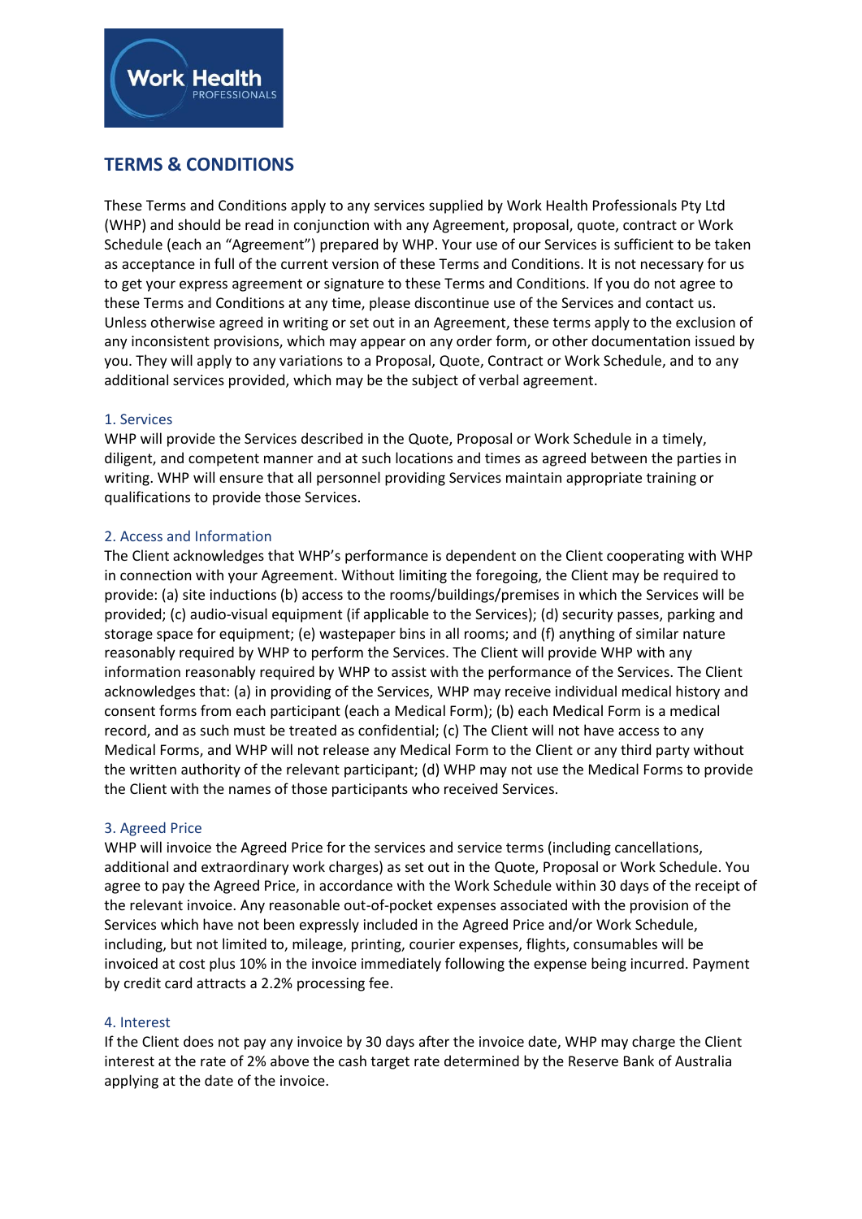# TERMS & CONDITIONS

These Terms and Conditions apply to any services supplied by Work Health Professionals Pty Ltd (WHP) and should be read in conjunction with any Agreement, proposal, quote, contract or Work Schedule (each an "Agreement") prepared by WHP. Your use of our Services is sufficient to be taken as acceptance in full of the current version of these Terms and Conditions. It is not necessary for us to get your express agreement or signature to these Terms and Conditions. If you do not agree to these Terms and Conditions at any time, please discontinue use of the Services and contact us. Unless otherwise agreed in writing or set out in an Agreement, these terms apply to the exclusion of any inconsistent provisions, which may appear on any order form, or other documentation issued by you. They will apply to any variations to a Proposal, Quote, Contract or Work Schedule, and to any additional services provided, which may be the subject of verbal agreement.

## 1. Services

WHP will provide the Services described in the Quote, Proposal or Work Schedule in a timely, diligent, and competent manner and at such locations and times as agreed between the parties in writing. WHP will ensure that all personnel providing Services maintain appropriate training or qualifications to provide those Services.

## 2. Access and Information

The Client acknowledges that WHP's performance is dependent on the Client cooperating with WHP in connection with your Agreement. Without limiting the foregoing, the Client may be required to provide: (a) site inductions (b) access to the rooms/buildings/premises in which the Services will be provided; (c) audio-visual equipment (if applicable to the Services); (d) security passes, parking and storage space for equipment; (e) wastepaper bins in all rooms; and (f) anything of similar nature reasonably required by WHP to perform the Services. The Client will provide WHP with any information reasonably required by WHP to assist with the performance of the Services. The Client acknowledges that: (a) in providing of the Services, WHP may receive individual medical history and consent forms from each participant (each a Medical Form); (b) each Medical Form is a medical record, and as such must be treated as confidential; (c) The Client will not have access to any Medical Forms, and WHP will not release any Medical Form to the Client or any third party without the written authority of the relevant participant; (d) WHP may not use the Medical Forms to provide the Client with the names of those participants who received Services.

## 3. Agreed Price

WHP will invoice the Agreed Price for the services and service terms (including cancellations, additional and extraordinary work charges) as set out in the Quote, Proposal or Work Schedule. You agree to pay the Agreed Price, in accordance with the Work Schedule within 30 days of the receipt of the relevant invoice. Any reasonable out-of-pocket expenses associated with the provision of the Services which have not been expressly included in the Agreed Price and/or Work Schedule, including, but not limited to, mileage, printing, courier expenses, flights, consumables will be invoiced at cost plus 10% in the invoice immediately following the expense being incurred. Payment by credit card attracts a 2.2% processing fee.

## 4. Interest

If the Client does not pay any invoice by 30 days after the invoice date, WHP may charge the Client interest at the rate of 2% above the cash target rate determined by the Reserve Bank of Australia applying at the date of the invoice.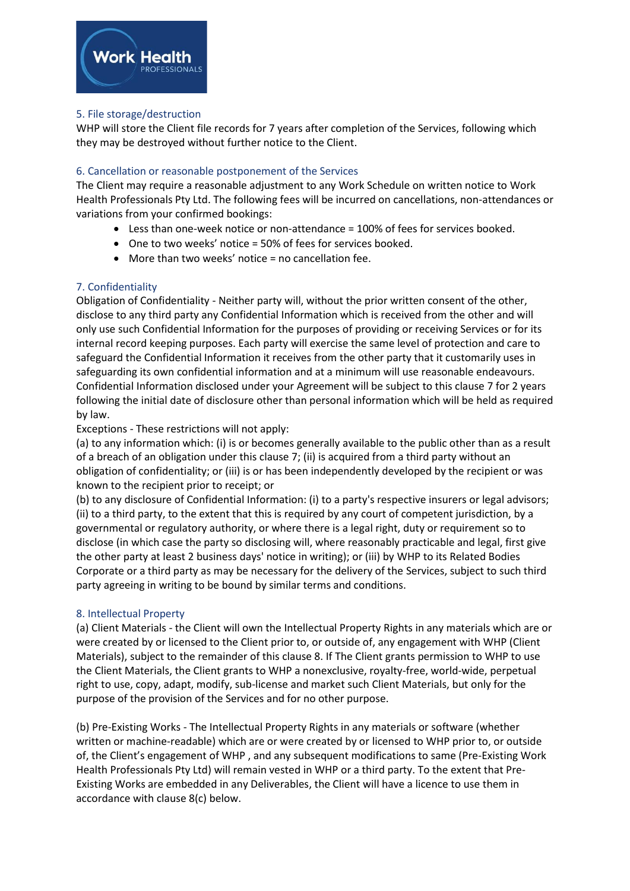## 5. File storage/destruction

WHP will store the Client file records for 7 years after completion of the Services, following which they may be destroyed without further notice to the Client.

## 6. Cancellation or reasonable postponement of the Services

The Client may require a reasonable adjustment to any Work Schedule on written notice to Work Health Professionals Pty Ltd. The following fees will be incurred on cancellations, non-attendances or variations from your confirmed bookings:

- Less than one-week notice or non-attendance = 100% of fees for services booked.
- One to two weeks' notice = 50% of fees for services booked.
- More than two weeks' notice = no cancellation fee.

## 7. Confidentiality

Obligation of Confidentiality - Neither party will, without the prior written consent of the other, disclose to any third party any Confidential Information which is received from the other and will only use such Confidential Information for the purposes of providing or receiving Services or for its internal record keeping purposes. Each party will exercise the same level of protection and care to safeguard the Confidential Information it receives from the other party that it customarily uses in safeguarding its own confidential information and at a minimum will use reasonable endeavours. Confidential Information disclosed under your Agreement will be subject to this clause 7 for 2 years following the initial date of disclosure other than personal information which will be held as required by law.

Exceptions - These restrictions will not apply:

(a) to any information which: (i) is or becomes generally available to the public other than as a result of a breach of an obligation under this clause 7; (ii) is acquired from a third party without an obligation of confidentiality; or (iii) is or has been independently developed by the recipient or was known to the recipient prior to receipt; or

(b) to any disclosure of Confidential Information: (i) to a party's respective insurers or legal advisors; (ii) to a third party, to the extent that this is required by any court of competent jurisdiction, by a governmental or regulatory authority, or where there is a legal right, duty or requirement so to disclose (in which case the party so disclosing will, where reasonably practicable and legal, first give the other party at least 2 business days' notice in writing); or (iii) by WHP to its Related Bodies Corporate or a third party as may be necessary for the delivery of the Services, subject to such third party agreeing in writing to be bound by similar terms and conditions.

## 8. Intellectual Property

(a) Client Materials - the Client will own the Intellectual Property Rights in any materials which are or were created by or licensed to the Client prior to, or outside of, any engagement with WHP (Client Materials), subject to the remainder of this clause 8. If The Client grants permission to WHP to use the Client Materials, the Client grants to WHP a nonexclusive, royalty-free, world-wide, perpetual right to use, copy, adapt, modify, sub-license and market such Client Materials, but only for the purpose of the provision of the Services and for no other purpose.

(b) Pre-Existing Works - The Intellectual Property Rights in any materials or software (whether written or machine-readable) which are or were created by or licensed to WHP prior to, or outside of, the Client's engagement of WHP , and any subsequent modifications to same (Pre-Existing Work Health Professionals Pty Ltd) will remain vested in WHP or a third party. To the extent that Pre-Existing Works are embedded in any Deliverables, the Client will have a licence to use them in accordance with clause 8(c) below.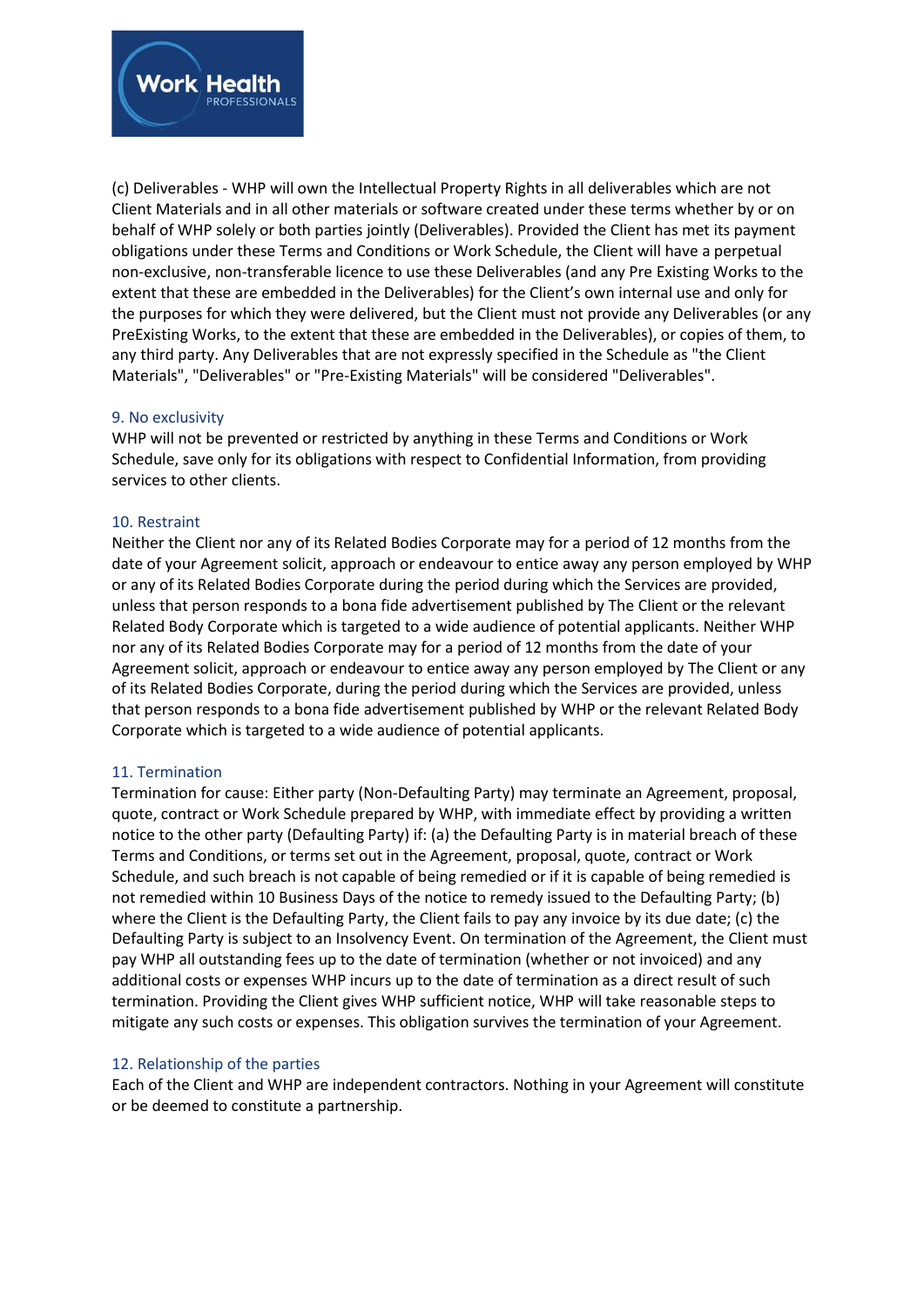(c) Deliverables - WHP will own the Intellectual Property Rights in all deliverables which are not Client Materials and in all other materials or software created under these terms whether by or on behalf of WHP solely or both parties jointly (Deliverables). Provided the Client has met its payment obligations under these Terms and Conditions or Work Schedule, the Client will have a perpetual non-exclusive, non-transferable licence to use these Deliverables (and any Pre Existing Works to the extent that these are embedded in the Deliverables) for the Client's own internal use and only for the purposes for which they were delivered, but the Client must not provide any Deliverables (or any PreExisting Works, to the extent that these are embedded in the Deliverables), or copies of them, to any third party. Any Deliverables that are not expressly specified in the Schedule as "the Client Materials", "Deliverables" or "Pre-Existing Materials" will be considered "Deliverables".

## 9. No exclusivity

WHP will not be prevented or restricted by anything in these Terms and Conditions or Work Schedule, save only for its obligations with respect to Confidential Information, from providing services to other clients.

## 10. Restraint

Neither the Client nor any of its Related Bodies Corporate may for a period of 12 months from the date of your Agreement solicit, approach or endeavour to entice away any person employed by WHP or any of its Related Bodies Corporate during the period during which the Services are provided, unless that person responds to a bona fide advertisement published by The Client or the relevant Related Body Corporate which is targeted to a wide audience of potential applicants. Neither WHP nor any of its Related Bodies Corporate may for a period of 12 months from the date of your Agreement solicit, approach or endeavour to entice away any person employed by The Client or any of its Related Bodies Corporate, during the period during which the Services are provided, unless that person responds to a bona fide advertisement published by WHP or the relevant Related Body Corporate which is targeted to a wide audience of potential applicants.

## 11. Termination

Termination for cause: Either party (Non-Defaulting Party) may terminate an Agreement, proposal, quote, contract or Work Schedule prepared by WHP, with immediate effect by providing a written notice to the other party (Defaulting Party) if: (a) the Defaulting Party is in material breach of these Terms and Conditions, or terms set out in the Agreement, proposal, quote, contract or Work Schedule, and such breach is not capable of being remedied or if it is capable of being remedied is not remedied within 10 Business Days of the notice to remedy issued to the Defaulting Party; (b) where the Client is the Defaulting Party, the Client fails to pay any invoice by its due date; (c) the Defaulting Party is subject to an Insolvency Event. On termination of the Agreement, the Client must pay WHP all outstanding fees up to the date of termination (whether or not invoiced) and any additional costs or expenses WHP incurs up to the date of termination as a direct result of such termination. Providing the Client gives WHP sufficient notice, WHP will take reasonable steps to mitigate any such costs or expenses. This obligation survives the termination of your Agreement.

## 12. Relationship of the parties

Each of the Client and WHP are independent contractors. Nothing in your Agreement will constitute or be deemed to constitute a partnership.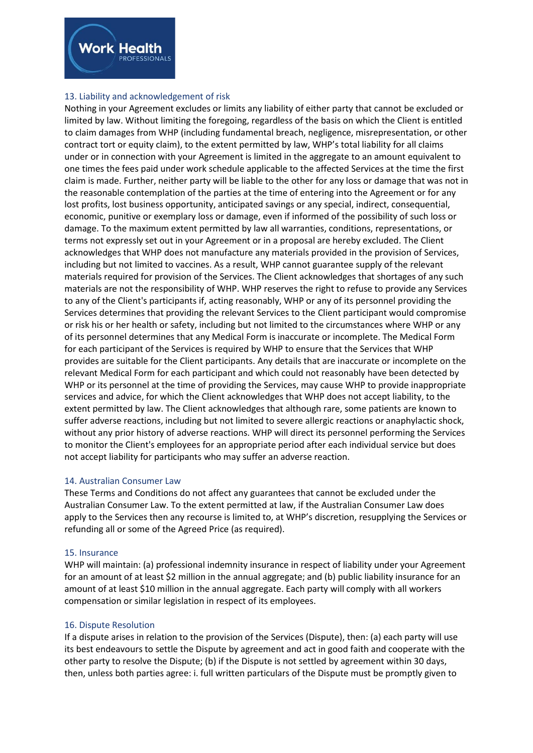## 13. Liability and acknowledgement of risk

Nothing in your Agreement excludes or limits any liability of either party that cannot be excluded or limited by law. Without limiting the foregoing, regardless of the basis on which the Client is entitled to claim damages from WHP (including fundamental breach, negligence, misrepresentation, or other contract tort or equity claim), to the extent permitted by law, WHP's total liability for all claims under or in connection with your Agreement is limited in the aggregate to an amount equivalent to one times the fees paid under work schedule applicable to the affected Services at the time the first claim is made. Further, neither party will be liable to the other for any loss or damage that was not in the reasonable contemplation of the parties at the time of entering into the Agreement or for any lost profits, lost business opportunity, anticipated savings or any special, indirect, consequential, economic, punitive or exemplary loss or damage, even if informed of the possibility of such loss or damage. To the maximum extent permitted by law all warranties, conditions, representations, or terms not expressly set out in your Agreement or in a proposal are hereby excluded. The Client acknowledges that WHP does not manufacture any materials provided in the provision of Services, including but not limited to vaccines. As a result, WHP cannot guarantee supply of the relevant materials required for provision of the Services. The Client acknowledges that shortages of any such materials are not the responsibility of WHP. WHP reserves the right to refuse to provide any Services to any of the Client's participants if, acting reasonably, WHP or any of its personnel providing the Services determines that providing the relevant Services to the Client participant would compromise or risk his or her health or safety, including but not limited to the circumstances where WHP or any of its personnel determines that any Medical Form is inaccurate or incomplete. The Medical Form for each participant of the Services is required by WHP to ensure that the Services that WHP provides are suitable for the Client participants. Any details that are inaccurate or incomplete on the relevant Medical Form for each participant and which could not reasonably have been detected by WHP or its personnel at the time of providing the Services, may cause WHP to provide inappropriate services and advice, for which the Client acknowledges that WHP does not accept liability, to the extent permitted by law. The Client acknowledges that although rare, some patients are known to suffer adverse reactions, including but not limited to severe allergic reactions or anaphylactic shock, without any prior history of adverse reactions. WHP will direct its personnel performing the Services to monitor the Client's employees for an appropriate period after each individual service but does not accept liability for participants who may suffer an adverse reaction.

## 14. Australian Consumer Law

These Terms and Conditions do not affect any guarantees that cannot be excluded under the Australian Consumer Law. To the extent permitted at law, if the Australian Consumer Law does apply to the Services then any recourse is limited to, at WHP's discretion, resupplying the Services or refunding all or some of the Agreed Price (as required).

## 15. Insurance

WHP will maintain: (a) professional indemnity insurance in respect of liability under your Agreement for an amount of at least $2 million in the annual aggregate; and (b) public liability insurance for an amount of at least $10 million in the annual aggregate. Each party will comply with all workers compensation or similar legislation in respect of its employees.

## 16. Dispute Resolution

If a dispute arises in relation to the provision of the Services (Dispute), then: (a) each party will use its best endeavours to settle the Dispute by agreement and act in good faith and cooperate with the other party to resolve the Dispute; (b) if the Dispute is not settled by agreement within 30 days, then, unless both parties agree: i. full written particulars of the Dispute must be promptly given to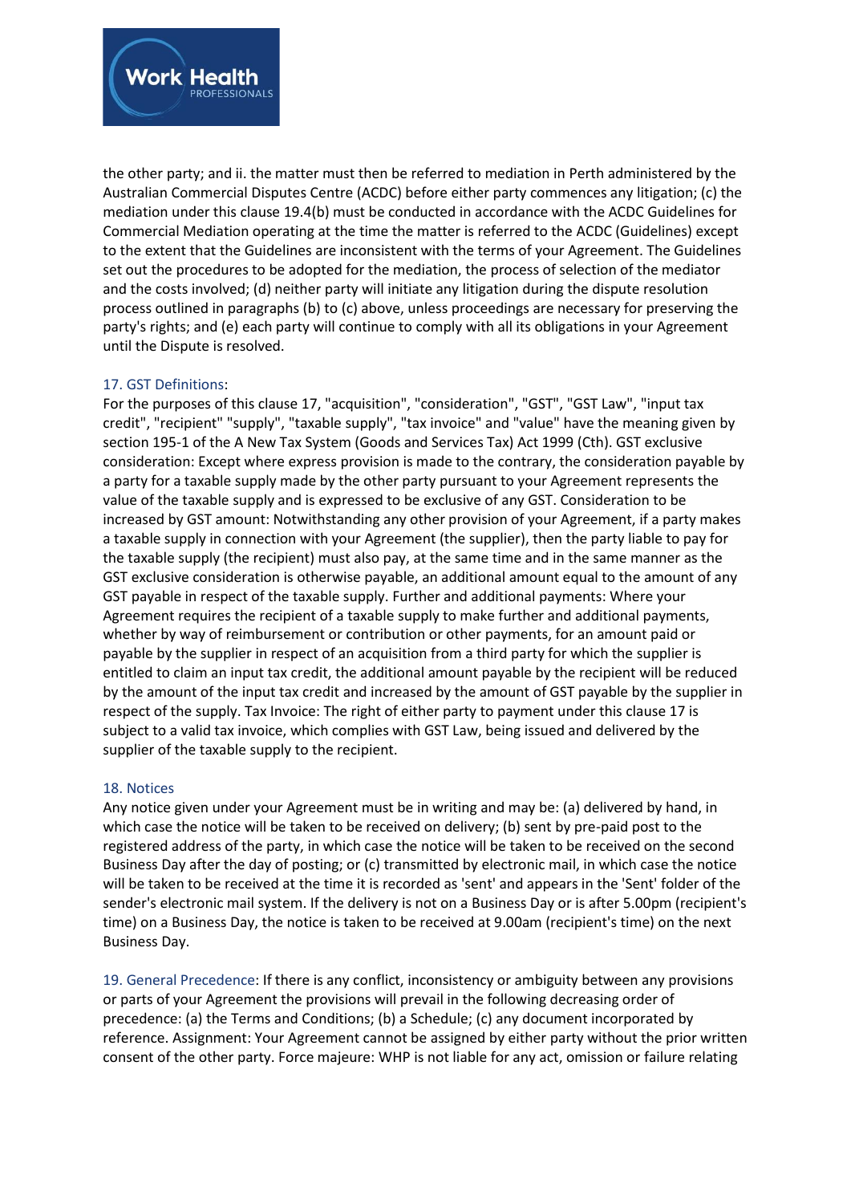the other party; and ii. the matter must then be referred to mediation in Perth administered by the Australian Commercial Disputes Centre (ACDC) before either party commences any litigation; (c) the mediation under this clause 19.4(b) must be conducted in accordance with the ACDC Guidelines for Commercial Mediation operating at the time the matter is referred to the ACDC (Guidelines) except to the extent that the Guidelines are inconsistent with the terms of your Agreement. The Guidelines set out the procedures to be adopted for the mediation, the process of selection of the mediator and the costs involved; (d) neither party will initiate any litigation during the dispute resolution process outlined in paragraphs (b) to (c) above, unless proceedings are necessary for preserving the party's rights; and (e) each party will continue to comply with all its obligations in your Agreement until the Dispute is resolved.

## 17. GST Definitions:

For the purposes of this clause 17, "acquisition", "consideration", "GST", "GST Law", "input tax credit", "recipient" "supply", "taxable supply", "tax invoice" and "value" have the meaning given by section 195-1 of the A New Tax System (Goods and Services Tax) Act 1999 (Cth). GST exclusive consideration: Except where express provision is made to the contrary, the consideration payable by a party for a taxable supply made by the other party pursuant to your Agreement represents the value of the taxable supply and is expressed to be exclusive of any GST. Consideration to be increased by GST amount: Notwithstanding any other provision of your Agreement, if a party makes a taxable supply in connection with your Agreement (the supplier), then the party liable to pay for the taxable supply (the recipient) must also pay, at the same time and in the same manner as the GST exclusive consideration is otherwise payable, an additional amount equal to the amount of any GST payable in respect of the taxable supply. Further and additional payments: Where your Agreement requires the recipient of a taxable supply to make further and additional payments, whether by way of reimbursement or contribution or other payments, for an amount paid or payable by the supplier in respect of an acquisition from a third party for which the supplier is entitled to claim an input tax credit, the additional amount payable by the recipient will be reduced by the amount of the input tax credit and increased by the amount of GST payable by the supplier in respect of the supply. Tax Invoice: The right of either party to payment under this clause 17 is subject to a valid tax invoice, which complies with GST Law, being issued and delivered by the supplier of the taxable supply to the recipient.

## 18. Notices

Any notice given under your Agreement must be in writing and may be: (a) delivered by hand, in which case the notice will be taken to be received on delivery; (b) sent by pre-paid post to the registered address of the party, in which case the notice will be taken to be received on the second Business Day after the day of posting; or (c) transmitted by electronic mail, in which case the notice will be taken to be received at the time it is recorded as 'sent' and appears in the 'Sent' folder of the sender's electronic mail system. If the delivery is not on a Business Day or is after 5.00pm (recipient's time) on a Business Day, the notice is taken to be received at 9.00am (recipient's time) on the next Business Day.

## 19. General Precedence:

If there is any conflict, inconsistency or ambiguity between any provisions or parts of your Agreement the provisions will prevail in the following decreasing order of precedence: (a) the Terms and Conditions; (b) a Schedule; (c) any document incorporated by reference. Assignment: Your Agreement cannot be assigned by either party without the prior written consent of the other party. Force majeure: WHP is not liable for any act, omission or failure relating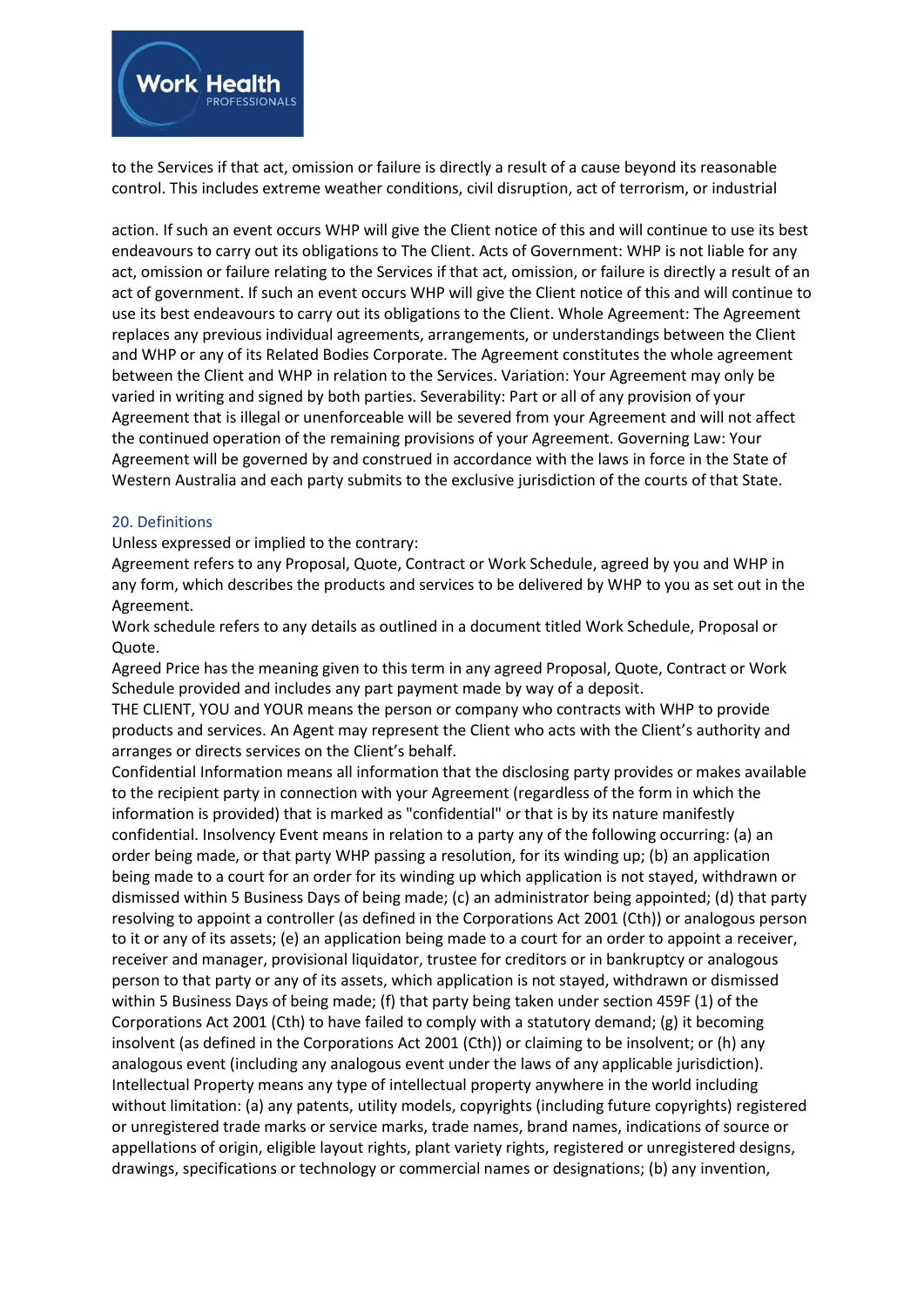to the Services if that act, omission or failure is directly a result of a cause beyond its reasonable control. This includes extreme weather conditions, civil disruption, act of terrorism, or industrial

action. If such an event occurs WHP will give the Client notice of this and will continue to use its best endeavours to carry out its obligations to The Client. Acts of Government: WHP is not liable for any act, omission or failure relating to the Services if that act, omission, or failure is directly a result of an act of government. If such an event occurs WHP will give the Client notice of this and will continue to use its best endeavours to carry out its obligations to the Client. Whole Agreement: The Agreement replaces any previous individual agreements, arrangements, or understandings between the Client and WHP or any of its Related Bodies Corporate. The Agreement constitutes the whole agreement between the Client and WHP in relation to the Services. Variation: Your Agreement may only be varied in writing and signed by both parties. Severability: Part or all of any provision of your Agreement that is illegal or unenforceable will be severed from your Agreement and will not affect the continued operation of the remaining provisions of your Agreement. Governing Law: Your Agreement will be governed by and construed in accordance with the laws in force in the State of Western Australia and each party submits to the exclusive jurisdiction of the courts of that State.

## 20. Definitions

Unless expressed or implied to the contrary:

Agreement refers to any Proposal, Quote, Contract or Work Schedule, agreed by you and WHP in any form, which describes the products and services to be delivered by WHP to you as set out in the Agreement.

Work schedule refers to any details as outlined in a document titled Work Schedule, Proposal or Quote.

Agreed Price has the meaning given to this term in any agreed Proposal, Quote, Contract or Work Schedule provided and includes any part payment made by way of a deposit.

THE CLIENT, YOU and YOUR means the person or company who contracts with WHP to provide products and services. An Agent may represent the Client who acts with the Client's authority and arranges or directs services on the Client's behalf.

Confidential Information means all information that the disclosing party provides or makes available to the recipient party in connection with your Agreement (regardless of the form in which the information is provided) that is marked as "confidential" or that is by its nature manifestly confidential. Insolvency Event means in relation to a party any of the following occurring: (a) an order being made, or that party WHP passing a resolution, for its winding up; (b) an application being made to a court for an order for its winding up which application is not stayed, withdrawn or dismissed within 5 Business Days of being made; (c) an administrator being appointed; (d) that party resolving to appoint a controller (as defined in the Corporations Act 2001 (Cth)) or analogous person to it or any of its assets; (e) an application being made to a court for an order to appoint a receiver, receiver and manager, provisional liquidator, trustee for creditors or in bankruptcy or analogous person to that party or any of its assets, which application is not stayed, withdrawn or dismissed within 5 Business Days of being made; (f) that party being taken under section 459F (1) of the Corporations Act 2001 (Cth) to have failed to comply with a statutory demand; (g) it becoming insolvent (as defined in the Corporations Act 2001 (Cth)) or claiming to be insolvent; or (h) any analogous event (including any analogous event under the laws of any applicable jurisdiction). Intellectual Property means any type of intellectual property anywhere in the world including without limitation: (a) any patents, utility models, copyrights (including future copyrights) registered or unregistered trade marks or service marks, trade names, brand names, indications of source or appellations of origin, eligible layout rights, plant variety rights, registered or unregistered designs, drawings, specifications or technology or commercial names or designations; (b) any invention,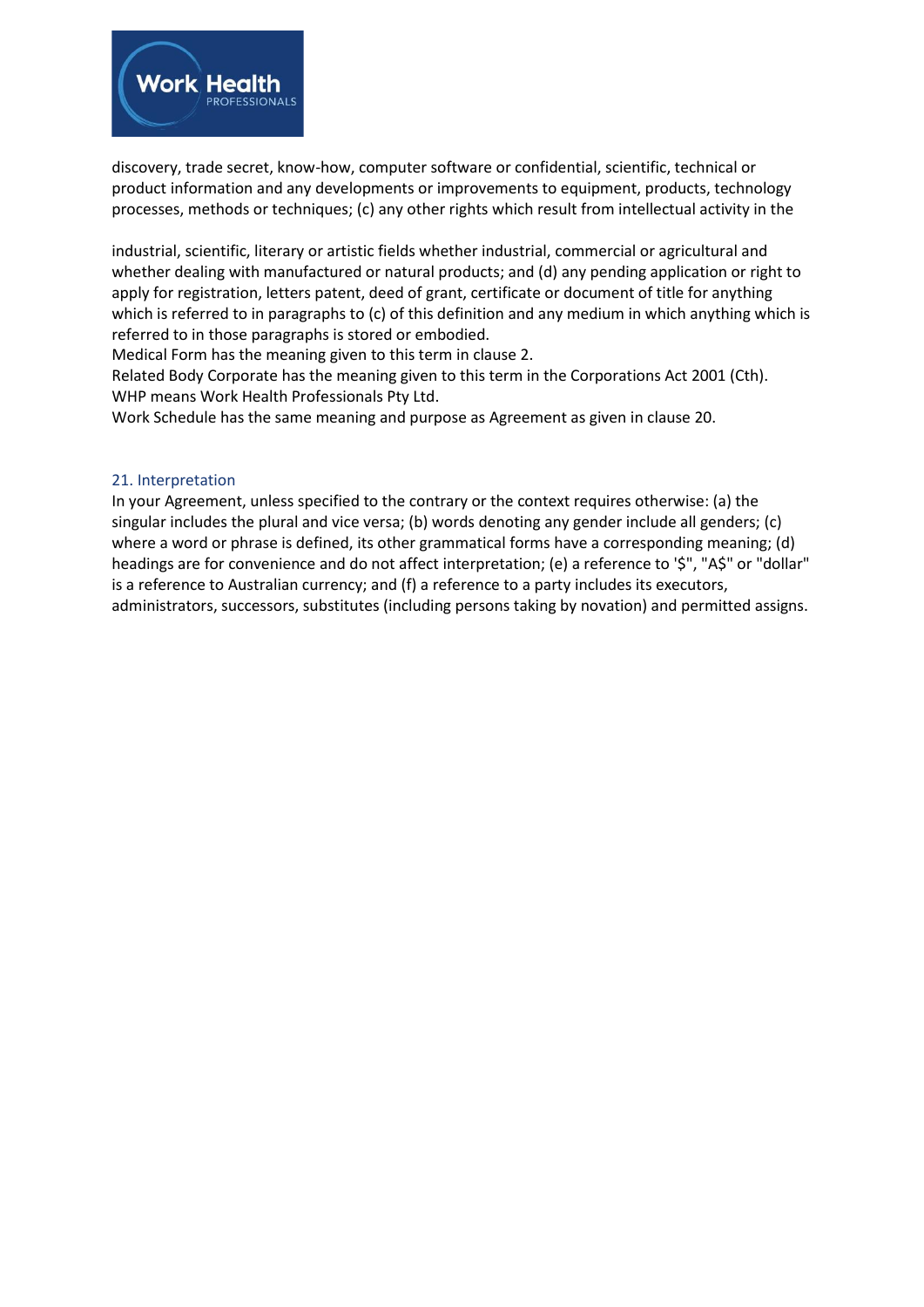discovery, trade secret, know-how, computer software or confidential, scientific, technical or product information and any developments or improvements to equipment, products, technology processes, methods or techniques; (c) any other rights which result from intellectual activity in the

industrial, scientific, literary or artistic fields whether industrial, commercial or agricultural and whether dealing with manufactured or natural products; and (d) any pending application or right to apply for registration, letters patent, deed of grant, certificate or document of title for anything which is referred to in paragraphs to (c) of this definition and any medium in which anything which is referred to in those paragraphs is stored or embodied.

Medical Form has the meaning given to this term in clause 2.

Related Body Corporate has the meaning given to this term in the Corporations Act 2001 (Cth).

WHP means Work Health Professionals Pty Ltd.

Work Schedule has the same meaning and purpose as Agreement as given in clause 20.

## 21. Interpretation

In your Agreement, unless specified to the contrary or the context requires otherwise: (a) the singular includes the plural and vice versa; (b) words denoting any gender include all genders; (c) where a word or phrase is defined, its other grammatical forms have a corresponding meaning; (d) headings are for convenience and do not affect interpretation; (e) a reference to '$", "A$" or "dollar" is a reference to Australian currency; and (f) a reference to a party includes its executors, administrators, successors, substitutes (including persons taking by novation) and permitted assigns.